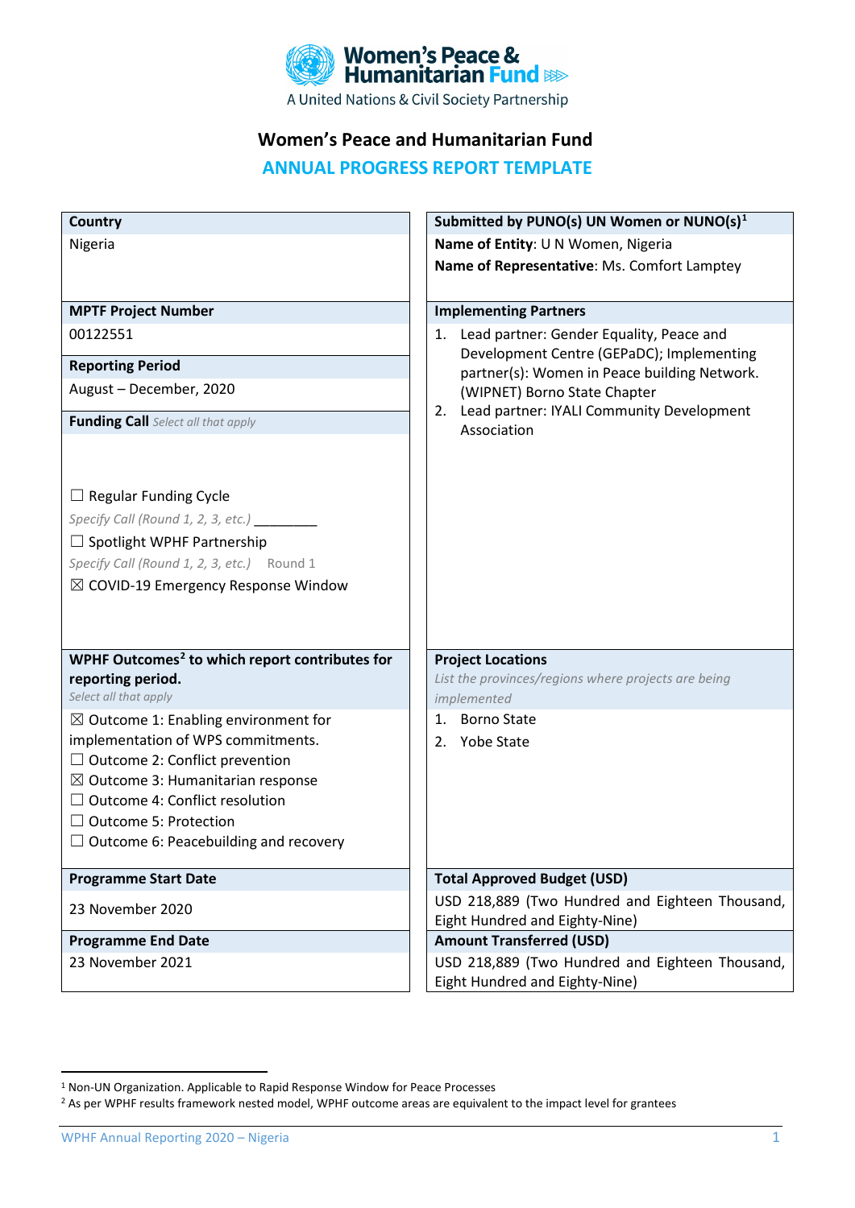Women's Peace & Humanitarian Fund

A United Nations & Civil Society Partnership

# Women's Peace and Humanitarian Fund

## ANNUAL PROGRESS REPORT TEMPLATE

| **Country** | **Submitted by PUNO(s) UN Women or NUNO(s)**[1] |
|---|---|
| Nigeria | **Name of Entity**: U N Women, Nigeria<br>**Name of Representative**: Ms. Comfort Lamptey |
| **MPTF Project Number** | **Implementing Partners** |
| 00122551 | 1. Lead partner: Gender Equality, Peace and Development Centre (GEPaDC); Implementing partner(s): Women in Peace building Network. (WIPNET) Borno State Chapter<br>2. Lead partner: IYALI Community Development Association |
| **Reporting Period** | |
| August – December, 2020 | |
| **Funding Call** *Select all that apply* | |
| ☐ Regular Funding Cycle<br>*Specify Call (Round 1, 2, 3, etc.)* ________<br>☐ Spotlight WPHF Partnership<br>*Specify Call (Round 1, 2, 3, etc.)* Round 1<br>☒ COVID-19 Emergency Response Window | |
| **WPHF Outcomes**[2] **to which report contributes for reporting period.**<br>*Select all that apply* | **Project Locations**<br>*List the provinces/regions where projects are being implemented* |
| ☒ Outcome 1: Enabling environment for implementation of WPS commitments.<br>☐ Outcome 2: Conflict prevention<br>☒ Outcome 3: Humanitarian response<br>☐ Outcome 4: Conflict resolution<br>☐ Outcome 5: Protection<br>☐ Outcome 6: Peacebuilding and recovery | 1. Borno State<br>2. Yobe State |
| **Programme Start Date** | **Total Approved Budget (USD)** |
| 23 November 2020 | USD 218,889 (Two Hundred and Eighteen Thousand, Eight Hundred and Eighty-Nine) |
| **Programme End Date** | **Amount Transferred (USD)** |
| 23 November 2021 | USD 218,889 (Two Hundred and Eighteen Thousand, Eight Hundred and Eighty-Nine) |

[1] Non-UN Organization. Applicable to Rapid Response Window for Peace Processes

[2] As per WPHF results framework nested model, WPHF outcome areas are equivalent to the impact level for grantees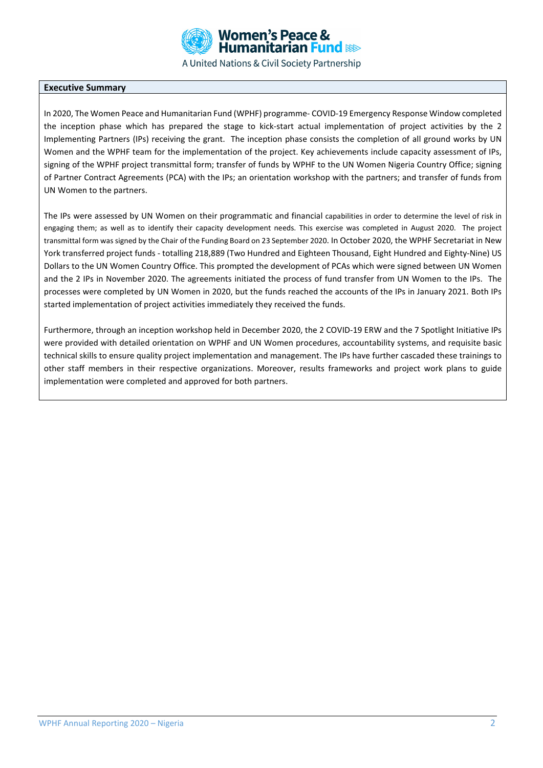## Executive Summary

In 2020, The Women Peace and Humanitarian Fund (WPHF) programme- COVID-19 Emergency Response Window completed the inception phase which has prepared the stage to kick-start actual implementation of project activities by the 2 Implementing Partners (IPs) receiving the grant. The inception phase consists the completion of all ground works by UN Women and the WPHF team for the implementation of the project. Key achievements include capacity assessment of IPs, signing of the WPHF project transmittal form; transfer of funds by WPHF to the UN Women Nigeria Country Office; signing of Partner Contract Agreements (PCA) with the IPs; an orientation workshop with the partners; and transfer of funds from UN Women to the partners.

The IPs were assessed by UN Women on their programmatic and financial capabilities in order to determine the level of risk in engaging them; as well as to identify their capacity development needs. This exercise was completed in August 2020. The project transmittal form was signed by the Chair of the Funding Board on 23 September 2020. In October 2020, the WPHF Secretariat in New York transferred project funds - totalling 218,889 (Two Hundred and Eighteen Thousand, Eight Hundred and Eighty-Nine) US Dollars to the UN Women Country Office. This prompted the development of PCAs which were signed between UN Women and the 2 IPs in November 2020. The agreements initiated the process of fund transfer from UN Women to the IPs. The processes were completed by UN Women in 2020, but the funds reached the accounts of the IPs in January 2021. Both IPs started implementation of project activities immediately they received the funds.

Furthermore, through an inception workshop held in December 2020, the 2 COVID-19 ERW and the 7 Spotlight Initiative IPs were provided with detailed orientation on WPHF and UN Women procedures, accountability systems, and requisite basic technical skills to ensure quality project implementation and management. The IPs have further cascaded these trainings to other staff members in their respective organizations. Moreover, results frameworks and project work plans to guide implementation were completed and approved for both partners.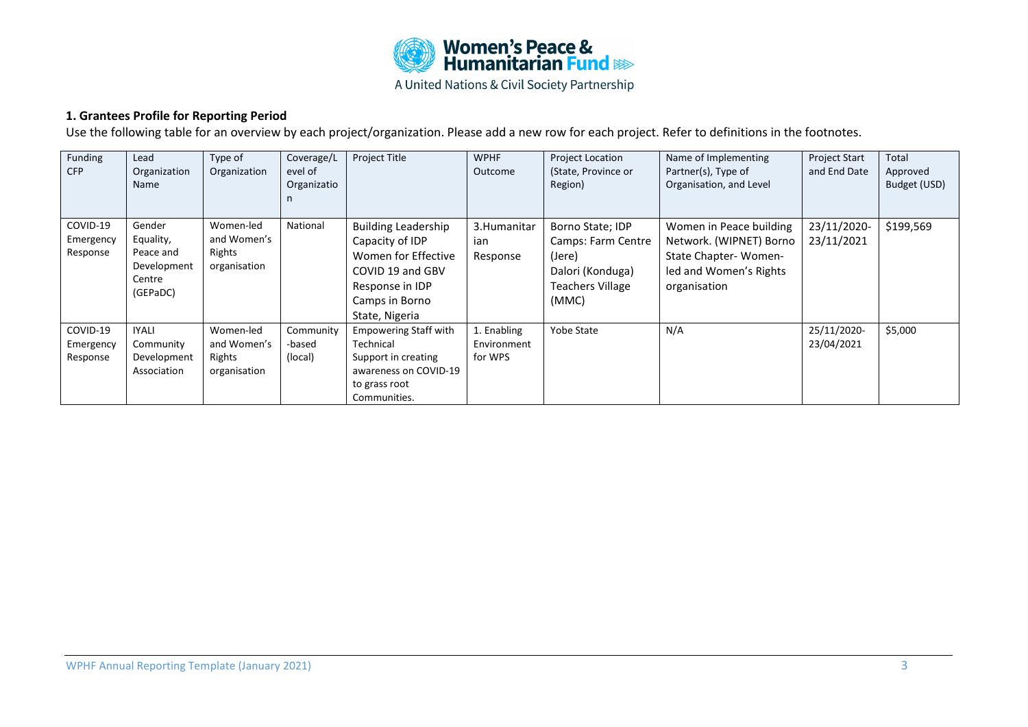**1. Grantees Profile for Reporting Period**

Use the following table for an overview by each project/organization. Please add a new row for each project. Refer to definitions in the footnotes.

| Funding CFP | Lead Organization Name | Type of Organization | Coverage/Level of Organization | Project Title | WPHF Outcome | Project Location (State, Province or Region) | Name of Implementing Partner(s), Type of Organisation, and Level | Project Start and End Date | Total Approved Budget (USD) |
|---|---|---|---|---|---|---|---|---|---|
| COVID-19 Emergency Response | Gender Equality, Peace and Development Centre (GEPaDC) | Women-led and Women's Rights organisation | National | Building Leadership Capacity of IDP Women for Effective COVID 19 and GBV Response in IDP Camps in Borno State, Nigeria | 3.Humanitarian Response | Borno State; IDP Camps: Farm Centre (Jere) Dalori (Konduga) Teachers Village (MMC) | Women in Peace building Network. (WIPNET) Borno State Chapter- Women-led and Women's Rights organisation | 23/11/2020-23/11/2021 | $199,569 |
| COVID-19 Emergency Response | IYALI Community Development Association | Women-led and Women's Rights organisation | Community-based (local) | Empowering Staff with Technical Support in creating awareness on COVID-19 to grass root Communities. | 1. Enabling Environment for WPS | Yobe State | N/A | 25/11/2020-23/04/2021 | $5,000 |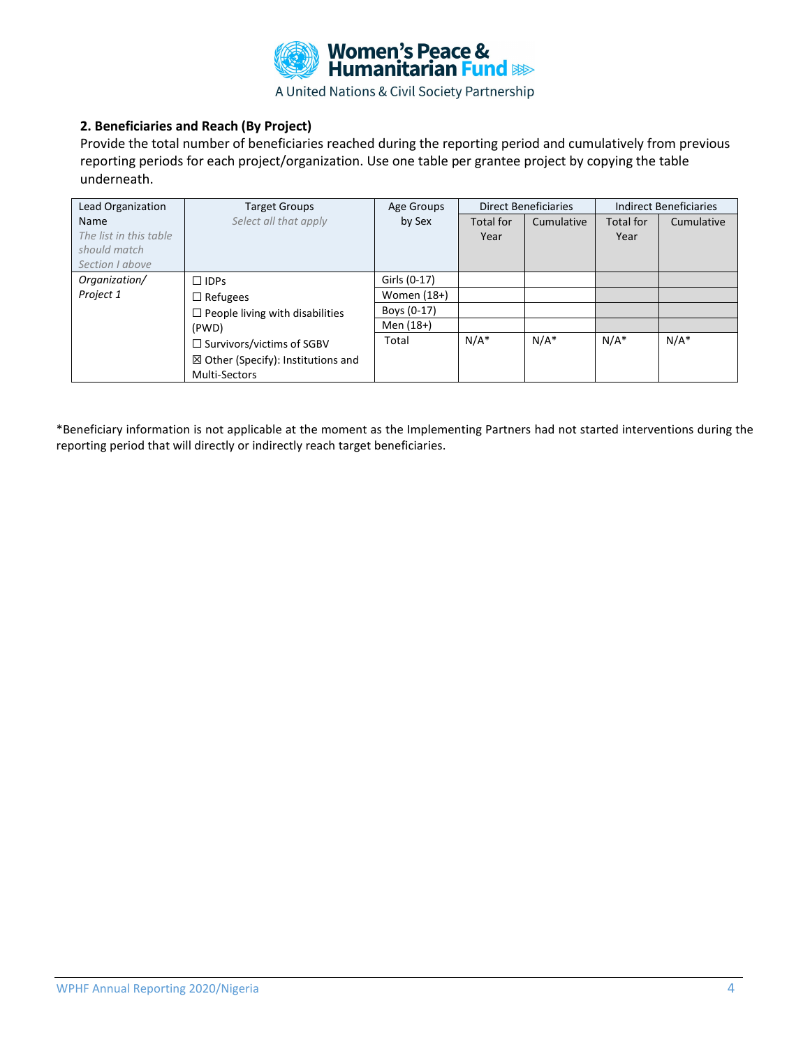### 2. Beneficiaries and Reach (By Project)

Provide the total number of beneficiaries reached during the reporting period and cumulatively from previous reporting periods for each project/organization. Use one table per grantee project by copying the table underneath.

| Lead Organization Name *The list in this table should match Section I above* | Target Groups *Select all that apply* | Age Groups by Sex | Direct Beneficiaries | | Indirect Beneficiaries | |
|---|---|---|---|---|---|---|
| | | | Total for Year | Cumulative | Total for Year | Cumulative |
| *Organization/ Project 1* | ☐ IDPs<br>☐ Refugees<br>☐ People living with disabilities (PWD)<br>☐ Survivors/victims of SGBV<br>☒ Other (Specify): Institutions and Multi-Sectors | Girls (0-17) | | | | |
| | | Women (18+) | | | | |
| | | Boys (0-17) | | | | |
| | | Men (18+) | | | | |
| | | Total | N/A* | N/A* | N/A* | N/A* |

*Beneficiary information is not applicable at the moment as the Implementing Partners had not started interventions during the reporting period that will directly or indirectly reach target beneficiaries.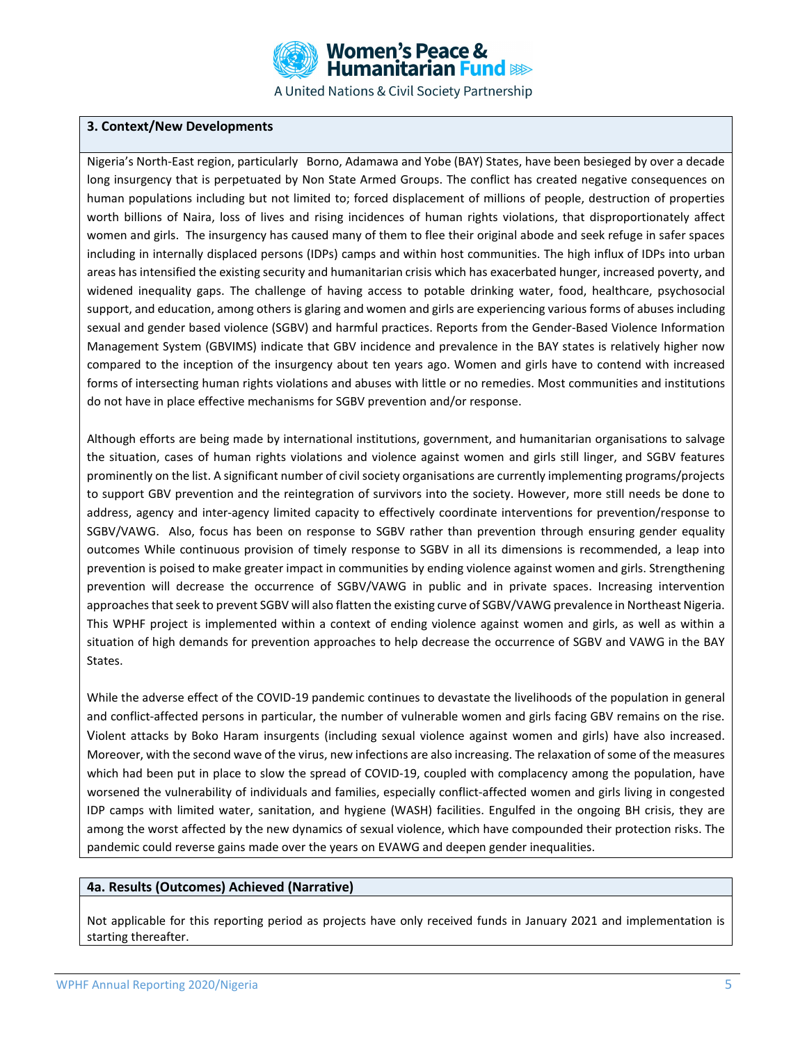### 3. Context/New Developments

Nigeria's North-East region, particularly Borno, Adamawa and Yobe (BAY) States, have been besieged by over a decade long insurgency that is perpetuated by Non State Armed Groups. The conflict has created negative consequences on human populations including but not limited to; forced displacement of millions of people, destruction of properties worth billions of Naira, loss of lives and rising incidences of human rights violations, that disproportionately affect women and girls. The insurgency has caused many of them to flee their original abode and seek refuge in safer spaces including in internally displaced persons (IDPs) camps and within host communities. The high influx of IDPs into urban areas has intensified the existing security and humanitarian crisis which has exacerbated hunger, increased poverty, and widened inequality gaps. The challenge of having access to potable drinking water, food, healthcare, psychosocial support, and education, among others is glaring and women and girls are experiencing various forms of abuses including sexual and gender based violence (SGBV) and harmful practices. Reports from the Gender-Based Violence Information Management System (GBVIMS) indicate that GBV incidence and prevalence in the BAY states is relatively higher now compared to the inception of the insurgency about ten years ago. Women and girls have to contend with increased forms of intersecting human rights violations and abuses with little or no remedies. Most communities and institutions do not have in place effective mechanisms for SGBV prevention and/or response.

Although efforts are being made by international institutions, government, and humanitarian organisations to salvage the situation, cases of human rights violations and violence against women and girls still linger, and SGBV features prominently on the list. A significant number of civil society organisations are currently implementing programs/projects to support GBV prevention and the reintegration of survivors into the society. However, more still needs be done to address, agency and inter-agency limited capacity to effectively coordinate interventions for prevention/response to SGBV/VAWG. Also, focus has been on response to SGBV rather than prevention through ensuring gender equality outcomes While continuous provision of timely response to SGBV in all its dimensions is recommended, a leap into prevention is poised to make greater impact in communities by ending violence against women and girls. Strengthening prevention will decrease the occurrence of SGBV/VAWG in public and in private spaces. Increasing intervention approaches that seek to prevent SGBV will also flatten the existing curve of SGBV/VAWG prevalence in Northeast Nigeria. This WPHF project is implemented within a context of ending violence against women and girls, as well as within a situation of high demands for prevention approaches to help decrease the occurrence of SGBV and VAWG in the BAY States.

While the adverse effect of the COVID-19 pandemic continues to devastate the livelihoods of the population in general and conflict-affected persons in particular, the number of vulnerable women and girls facing GBV remains on the rise. Violent attacks by Boko Haram insurgents (including sexual violence against women and girls) have also increased. Moreover, with the second wave of the virus, new infections are also increasing. The relaxation of some of the measures which had been put in place to slow the spread of COVID-19, coupled with complacency among the population, have worsened the vulnerability of individuals and families, especially conflict-affected women and girls living in congested IDP camps with limited water, sanitation, and hygiene (WASH) facilities. Engulfed in the ongoing BH crisis, they are among the worst affected by the new dynamics of sexual violence, which have compounded their protection risks. The pandemic could reverse gains made over the years on EVAWG and deepen gender inequalities.

### 4a. Results (Outcomes) Achieved (Narrative)

Not applicable for this reporting period as projects have only received funds in January 2021 and implementation is starting thereafter.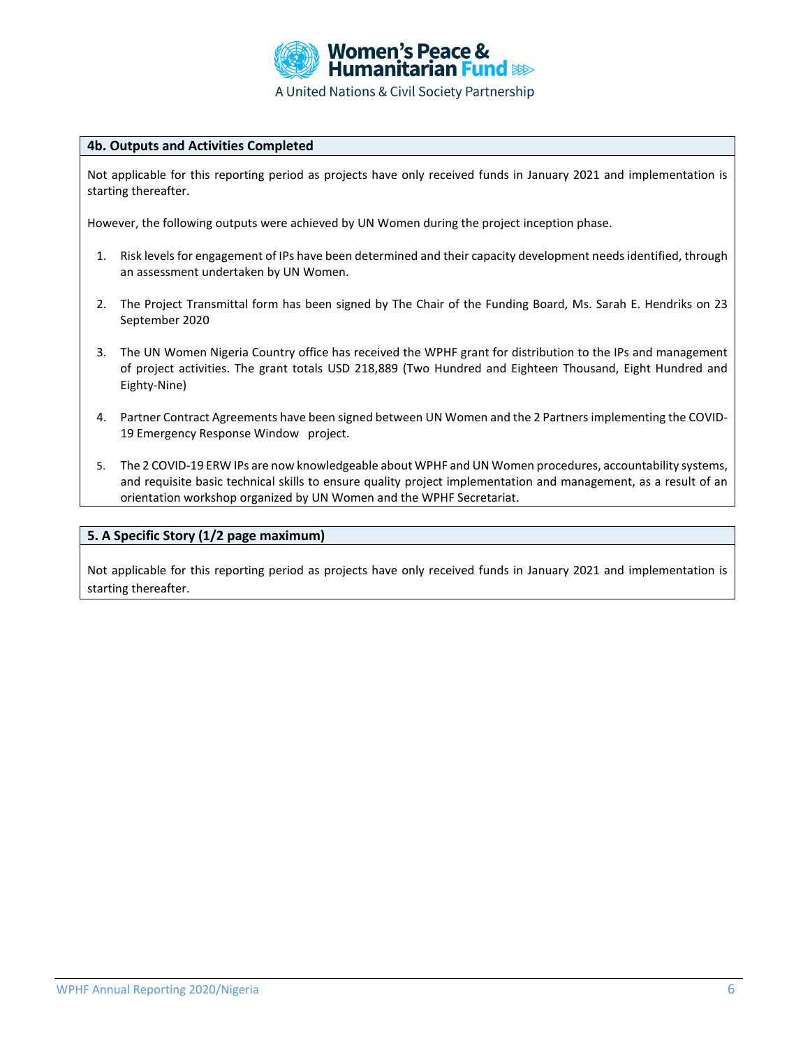### 4b. Outputs and Activities Completed

Not applicable for this reporting period as projects have only received funds in January 2021 and implementation is starting thereafter.

However, the following outputs were achieved by UN Women during the project inception phase.

1. Risk levels for engagement of IPs have been determined and their capacity development needs identified, through an assessment undertaken by UN Women.
2. The Project Transmittal form has been signed by The Chair of the Funding Board, Ms. Sarah E. Hendriks on 23 September 2020
3. The UN Women Nigeria Country office has received the WPHF grant for distribution to the IPs and management of project activities. The grant totals USD 218,889 (Two Hundred and Eighteen Thousand, Eight Hundred and Eighty-Nine)
4. Partner Contract Agreements have been signed between UN Women and the 2 Partners implementing the COVID-19 Emergency Response Window project.
5. The 2 COVID-19 ERW IPs are now knowledgeable about WPHF and UN Women procedures, accountability systems, and requisite basic technical skills to ensure quality project implementation and management, as a result of an orientation workshop organized by UN Women and the WPHF Secretariat.

### 5. A Specific Story (1/2 page maximum)

Not applicable for this reporting period as projects have only received funds in January 2021 and implementation is starting thereafter.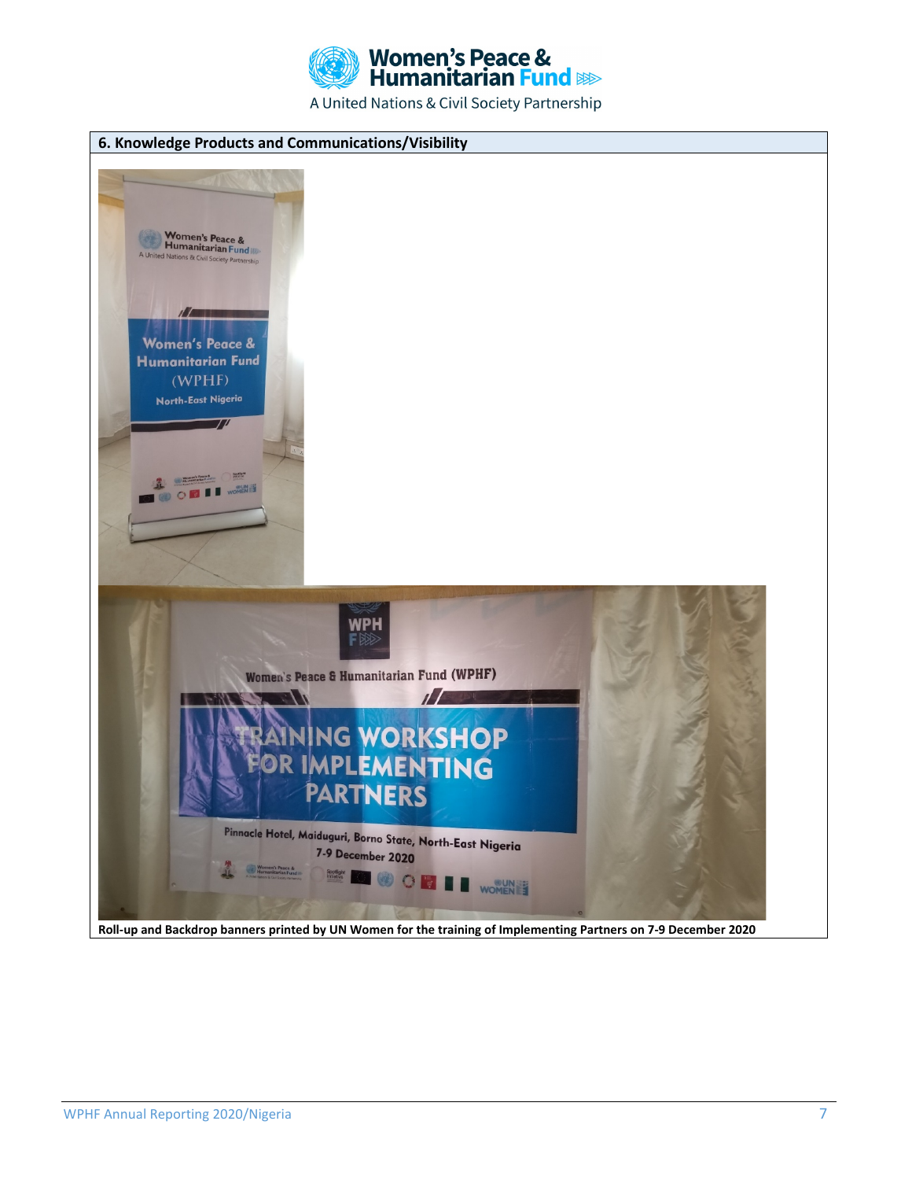## 6. Knowledge Products and Communications/Visibility

Roll-up and Backdrop banners printed by UN Women for the training of Implementing Partners on 7-9 December 2020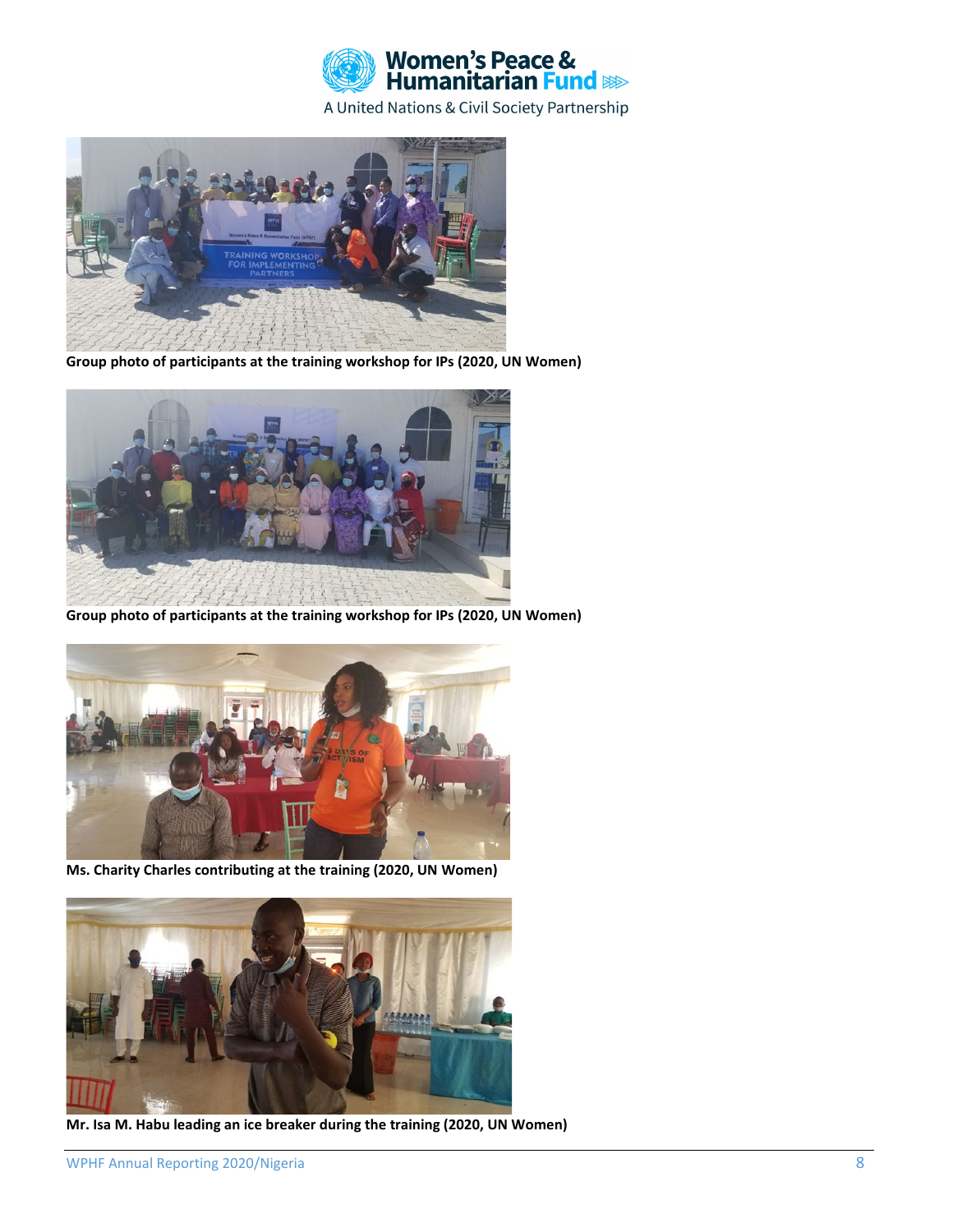Group photo of participants at the training workshop for IPs (2020, UN Women)

Group photo of participants at the training workshop for IPs (2020, UN Women)

Ms. Charity Charles contributing at the training (2020, UN Women)

Mr. Isa M. Habu leading an ice breaker during the training (2020, UN Women)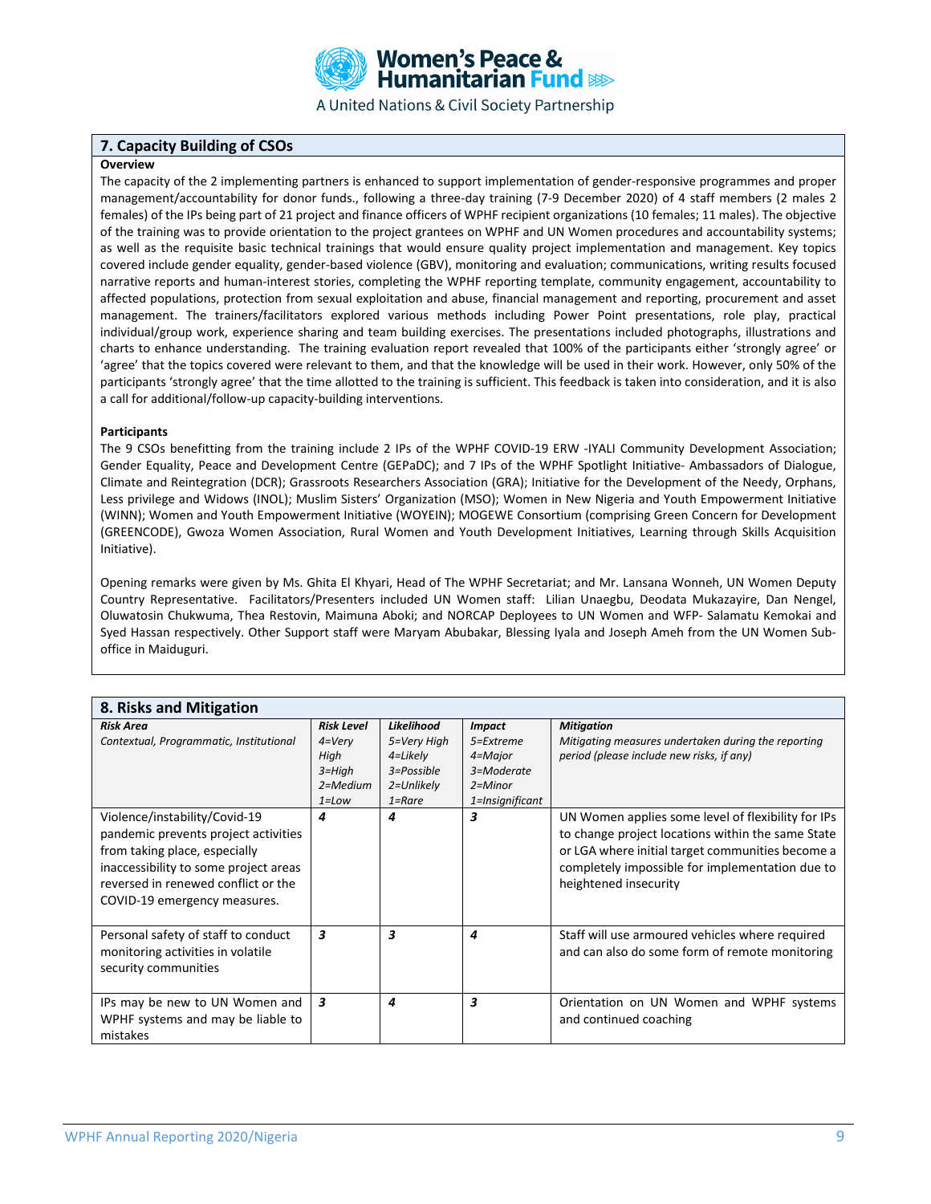## 7. Capacity Building of CSOs

**Overview**

The capacity of the 2 implementing partners is enhanced to support implementation of gender-responsive programmes and proper management/accountability for donor funds., following a three-day training (7-9 December 2020) of 4 staff members (2 males 2 females) of the IPs being part of 21 project and finance officers of WPHF recipient organizations (10 females; 11 males). The objective of the training was to provide orientation to the project grantees on WPHF and UN Women procedures and accountability systems; as well as the requisite basic technical trainings that would ensure quality project implementation and management. Key topics covered include gender equality, gender-based violence (GBV), monitoring and evaluation; communications, writing results focused narrative reports and human-interest stories, completing the WPHF reporting template, community engagement, accountability to affected populations, protection from sexual exploitation and abuse, financial management and reporting, procurement and asset management. The trainers/facilitators explored various methods including Power Point presentations, role play, practical individual/group work, experience sharing and team building exercises. The presentations included photographs, illustrations and charts to enhance understanding. The training evaluation report revealed that 100% of the participants either 'strongly agree' or 'agree' that the topics covered were relevant to them, and that the knowledge will be used in their work. However, only 50% of the participants 'strongly agree' that the time allotted to the training is sufficient. This feedback is taken into consideration, and it is also a call for additional/follow-up capacity-building interventions.

**Participants**

The 9 CSOs benefitting from the training include 2 IPs of the WPHF COVID-19 ERW -IYALI Community Development Association; Gender Equality, Peace and Development Centre (GEPaDC); and 7 IPs of the WPHF Spotlight Initiative- Ambassadors of Dialogue, Climate and Reintegration (DCR); Grassroots Researchers Association (GRA); Initiative for the Development of the Needy, Orphans, Less privilege and Widows (INOL); Muslim Sisters' Organization (MSO); Women in New Nigeria and Youth Empowerment Initiative (WINN); Women and Youth Empowerment Initiative (WOYEIN); MOGEWE Consortium (comprising Green Concern for Development (GREENCODE), Gwoza Women Association, Rural Women and Youth Development Initiatives, Learning through Skills Acquisition Initiative).

Opening remarks were given by Ms. Ghita El Khyari, Head of The WPHF Secretariat; and Mr. Lansana Wonneh, UN Women Deputy Country Representative. Facilitators/Presenters included UN Women staff: Lilian Unaegbu, Deodata Mukazayire, Dan Nengel, Oluwatosin Chukwuma, Thea Restovin, Maimuna Aboki; and NORCAP Deployees to UN Women and WFP- Salamatu Kemokai and Syed Hassan respectively. Other Support staff were Maryam Abubakar, Blessing Iyala and Joseph Ameh from the UN Women Sub-office in Maiduguri.

## 8. Risks and Mitigation

| ***Risk Area***<br>*Contextual, Programmatic, Institutional* | ***Risk Level***<br>*4=Very High*<br>*3=High*<br>*2=Medium*<br>*1=Low* | ***Likelihood***<br>*5=Very High*<br>*4=Likely*<br>*3=Possible*<br>*2=Unlikely*<br>*1=Rare* | ***Impact***<br>*5=Extreme*<br>*4=Major*<br>*3=Moderate*<br>*2=Minor*<br>*1=Insignificant* | ***Mitigation***<br>*Mitigating measures undertaken during the reporting period (please include new risks, if any)* |
|---|---|---|---|---|
| Violence/instability/Covid-19 pandemic prevents project activities from taking place, especially inaccessibility to some project areas reversed in renewed conflict or the COVID-19 emergency measures. | ***4*** | ***4*** | ***3*** | UN Women applies some level of flexibility for IPs to change project locations within the same State or LGA where initial target communities become a completely impossible for implementation due to heightened insecurity |
| Personal safety of staff to conduct monitoring activities in volatile security communities | ***3*** | ***3*** | ***4*** | Staff will use armoured vehicles where required and can also do some form of remote monitoring |
| IPs may be new to UN Women and WPHF systems and may be liable to mistakes | ***3*** | ***4*** | ***3*** | Orientation on UN Women and WPHF systems and continued coaching |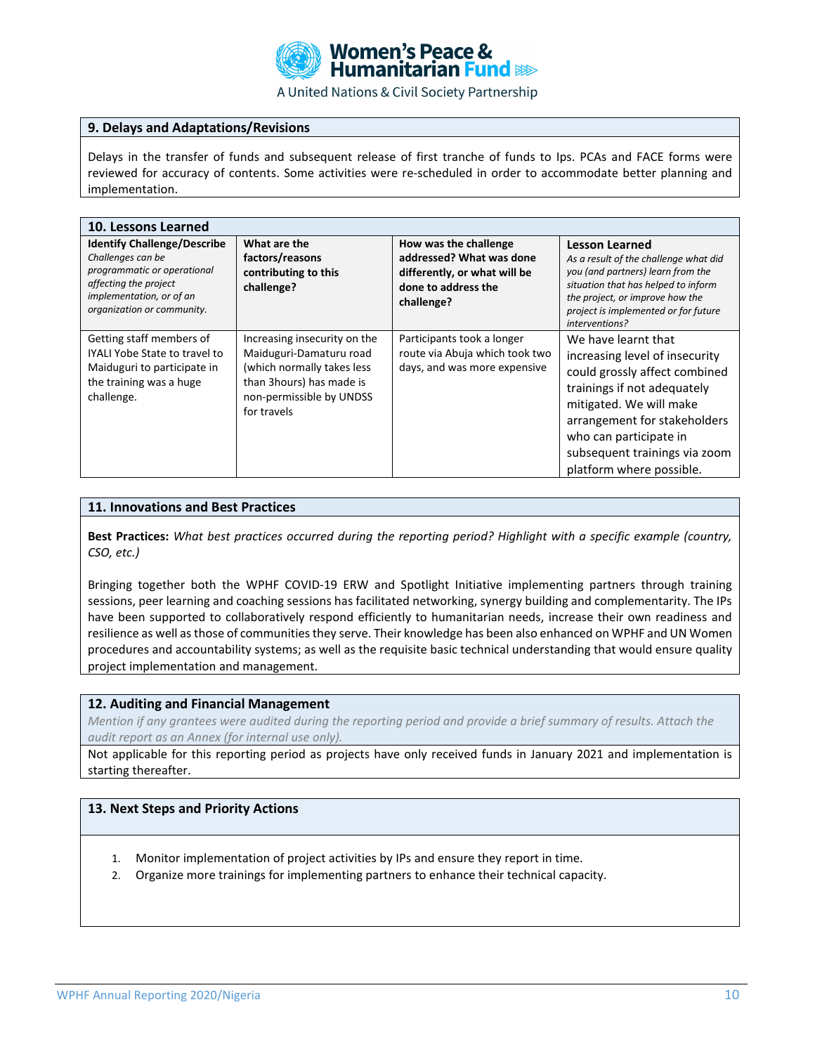## 9. Delays and Adaptations/Revisions

Delays in the transfer of funds and subsequent release of first tranche of funds to Ips. PCAs and FACE forms were reviewed for accuracy of contents. Some activities were re-scheduled in order to accommodate better planning and implementation.

## 10. Lessons Learned

| **Identify Challenge/Describe** *Challenges can be programmatic or operational affecting the project implementation, or of an organization or community.* | **What are the factors/reasons contributing to this challenge?** | **How was the challenge addressed? What was done differently, or what will be done to address the challenge?** | **Lesson Learned** *As a result of the challenge what did you (and partners) learn from the situation that has helped to inform the project, or improve how the project is implemented or for future interventions?* |
|---|---|---|---|
| Getting staff members of IYALI Yobe State to travel to Maiduguri to participate in the training was a huge challenge. | Increasing insecurity on the Maiduguri-Damaturu road (which normally takes less than 3hours) has made is non-permissible by UNDSS for travels | Participants took a longer route via Abuja which took two days, and was more expensive | We have learnt that increasing level of insecurity could grossly affect combined trainings if not adequately mitigated. We will make arrangement for stakeholders who can participate in subsequent trainings via zoom platform where possible. |

## 11. Innovations and Best Practices

**Best Practices:** *What best practices occurred during the reporting period? Highlight with a specific example (country, CSO, etc.)*

Bringing together both the WPHF COVID-19 ERW and Spotlight Initiative implementing partners through training sessions, peer learning and coaching sessions has facilitated networking, synergy building and complementarity. The IPs have been supported to collaboratively respond efficiently to humanitarian needs, increase their own readiness and resilience as well as those of communities they serve. Their knowledge has been also enhanced on WPHF and UN Women procedures and accountability systems; as well as the requisite basic technical understanding that would ensure quality project implementation and management.

## 12. Auditing and Financial Management

*Mention if any grantees were audited during the reporting period and provide a brief summary of results. Attach the audit report as an Annex (for internal use only).*

Not applicable for this reporting period as projects have only received funds in January 2021 and implementation is starting thereafter.

## 13. Next Steps and Priority Actions

1. Monitor implementation of project activities by IPs and ensure they report in time.
2. Organize more trainings for implementing partners to enhance their technical capacity.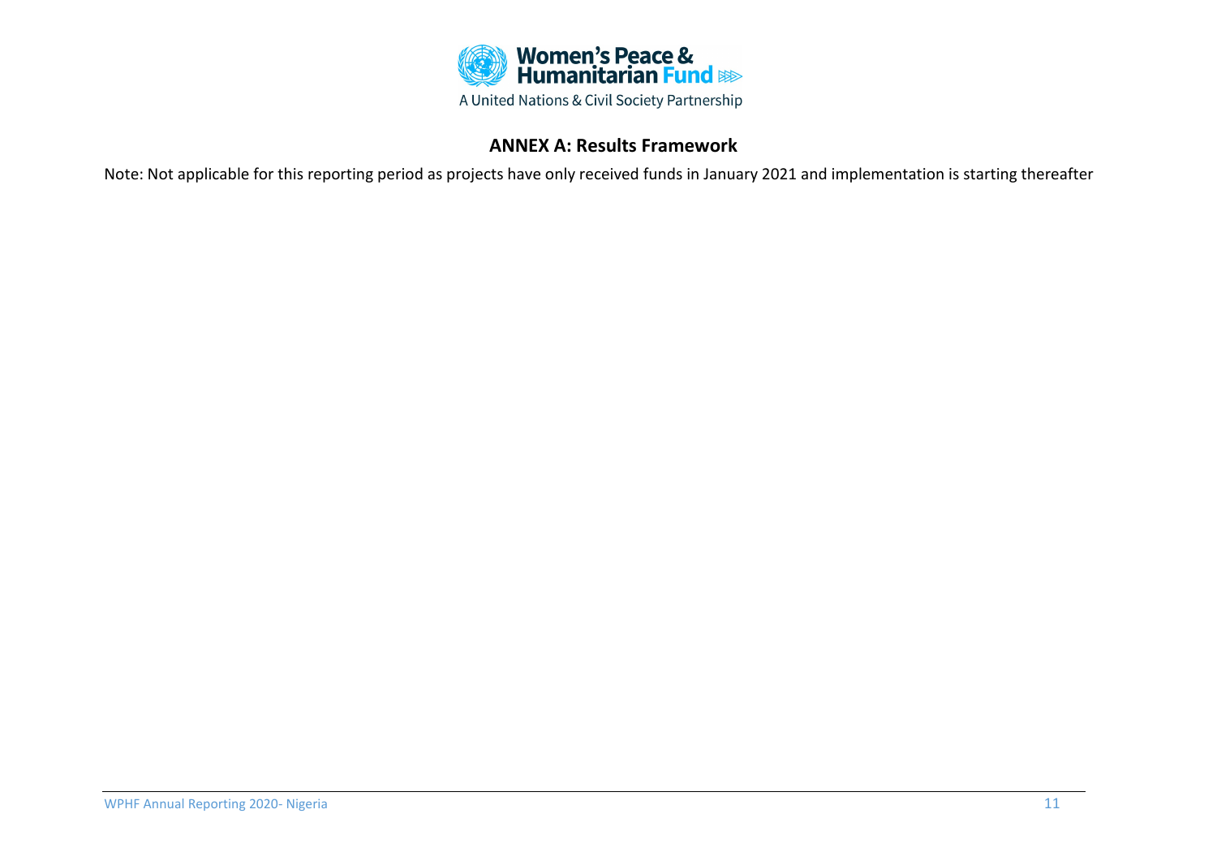## ANNEX A: Results Framework

Note: Not applicable for this reporting period as projects have only received funds in January 2021 and implementation is starting thereafter